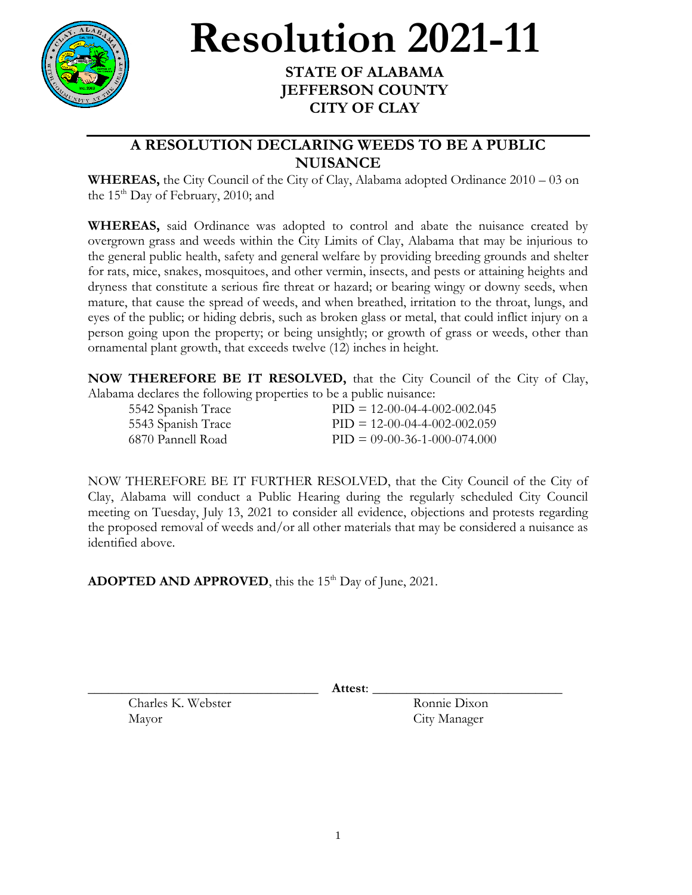# Resolution 2021-11

**STATE OF ALABAMA**
**JEFFERSON COUNTY**
**CITY OF CLAY**

---

## A RESOLUTION DECLARING WEEDS TO BE A PUBLIC NUISANCE

**WHEREAS,** the City Council of the City of Clay, Alabama adopted Ordinance 2010 – 03 on the 15th Day of February, 2010; and

**WHEREAS,** said Ordinance was adopted to control and abate the nuisance created by overgrown grass and weeds within the City Limits of Clay, Alabama that may be injurious to the general public health, safety and general welfare by providing breeding grounds and shelter for rats, mice, snakes, mosquitoes, and other vermin, insects, and pests or attaining heights and dryness that constitute a serious fire threat or hazard; or bearing wingy or downy seeds, when mature, that cause the spread of weeds, and when breathed, irritation to the throat, lungs, and eyes of the public; or hiding debris, such as broken glass or metal, that could inflict injury on a person going upon the property; or being unsightly; or growth of grass or weeds, other than ornamental plant growth, that exceeds twelve (12) inches in height.

**NOW THEREFORE BE IT RESOLVED,** that the City Council of the City of Clay, Alabama declares the following properties to be a public nuisance:

| Address | PID |
|---|---|
| 5542 Spanish Trace | PID = 12-00-04-4-002-002.045 |
| 5543 Spanish Trace | PID = 12-00-04-4-002-002.059 |
| 6870 Pannell Road | PID = 09-00-36-1-000-074.000 |

NOW THEREFORE BE IT FURTHER RESOLVED, that the City Council of the City of Clay, Alabama will conduct a Public Hearing during the regularly scheduled City Council meeting on Tuesday, July 13, 2021 to consider all evidence, objections and protests regarding the proposed removal of weeds and/or all other materials that may be considered a nuisance as identified above.

**ADOPTED AND APPROVED**, this the 15th Day of June, 2021.

_______________________________ **Attest**: _______________________________

Charles K. Webster
Mayor

Ronnie Dixon
City Manager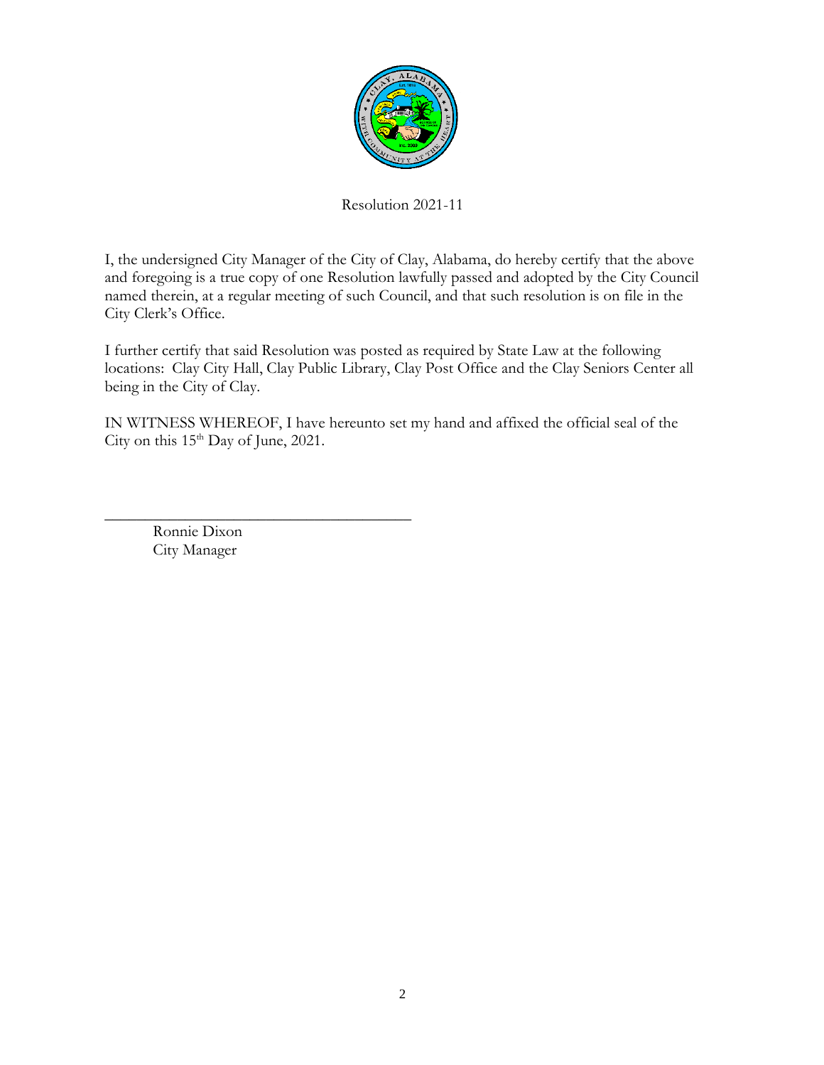Resolution 2021-11

I, the undersigned City Manager of the City of Clay, Alabama, do hereby certify that the above and foregoing is a true copy of one Resolution lawfully passed and adopted by the City Council named therein, at a regular meeting of such Council, and that such resolution is on file in the City Clerk's Office.

I further certify that said Resolution was posted as required by State Law at the following locations: Clay City Hall, Clay Public Library, Clay Post Office and the Clay Seniors Center all being in the City of Clay.

IN WITNESS WHEREOF, I have hereunto set my hand and affixed the official seal of the City on this 15th Day of June, 2021.

\_\_\_\_\_\_\_\_\_\_\_\_\_\_\_\_\_\_\_\_\_\_\_\_\_\_\_\_\_\_\_\_\_\_\_\_\_\_\_\_

Ronnie Dixon
City Manager